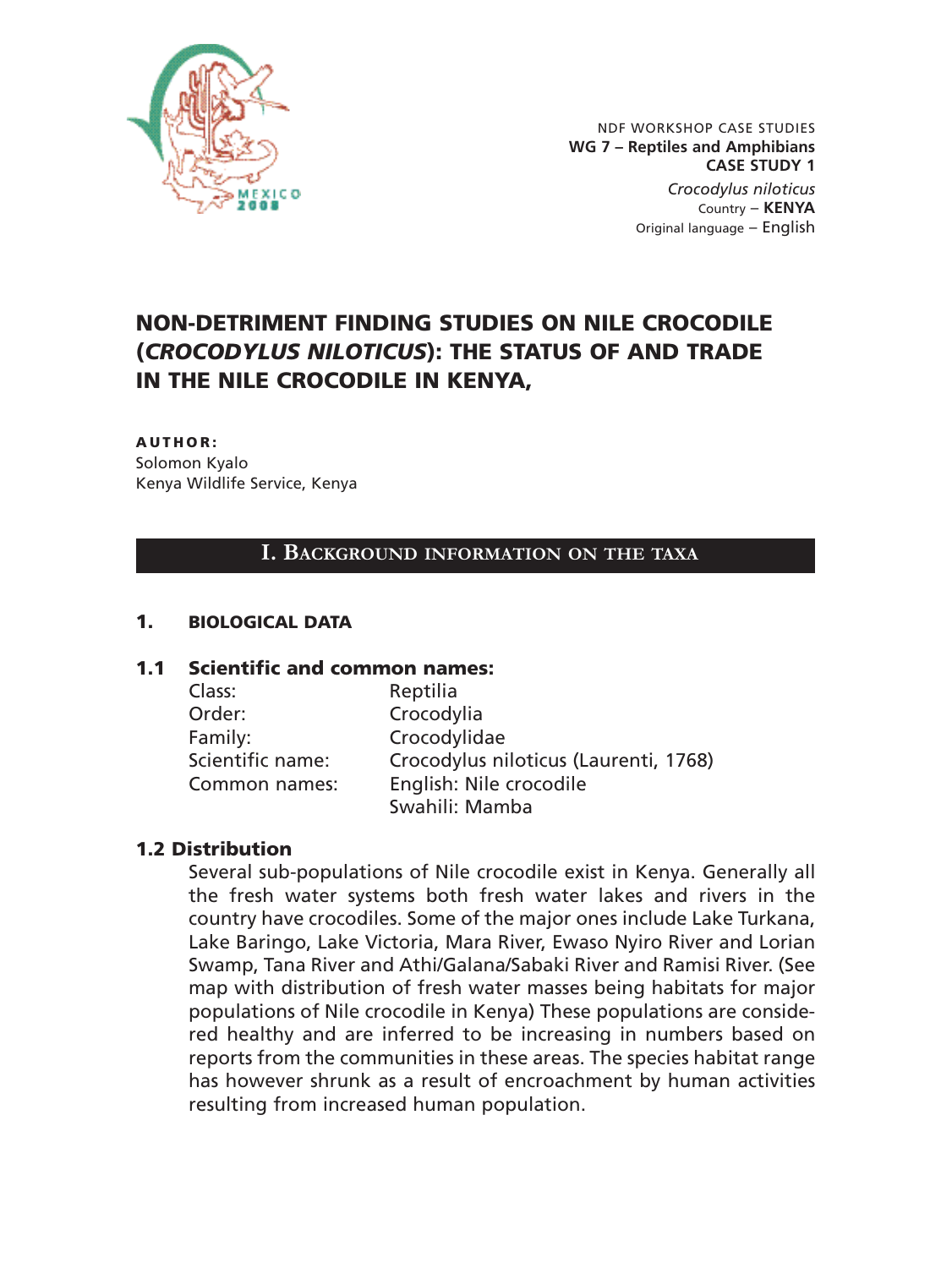NDF WORKSHOP CASE STUDIES
**WG 7 – Reptiles and Amphibians**
**CASE STUDY 1**
*Crocodylus niloticus*
Country – **KENYA**
Original language – English

# NON-DETRIMENT FINDING STUDIES ON NILE CROCODILE (*CROCODYLUS NILOTICUS*): THE STATUS OF AND TRADE IN THE NILE CROCODILE IN KENYA,

**AUTHOR:**
Solomon Kyalo
Kenya Wildlife Service, Kenya

## I. BACKGROUND INFORMATION ON THE TAXA

### 1. BIOLOGICAL DATA

### 1.1 Scientific and common names:

| | |
|---|---|
| Class: | Reptilia |
| Order: | Crocodylia |
| Family: | Crocodylidae |
| Scientific name: | Crocodylus niloticus (Laurenti, 1768) |
| Common names: | English: Nile crocodile<br>Swahili: Mamba |

### 1.2 Distribution

Several sub-populations of Nile crocodile exist in Kenya. Generally all the fresh water systems both fresh water lakes and rivers in the country have crocodiles. Some of the major ones include Lake Turkana, Lake Baringo, Lake Victoria, Mara River, Ewaso Nyiro River and Lorian Swamp, Tana River and Athi/Galana/Sabaki River and Ramisi River. (See map with distribution of fresh water masses being habitats for major populations of Nile crocodile in Kenya) These populations are considered healthy and are inferred to be increasing in numbers based on reports from the communities in these areas. The species habitat range has however shrunk as a result of encroachment by human activities resulting from increased human population.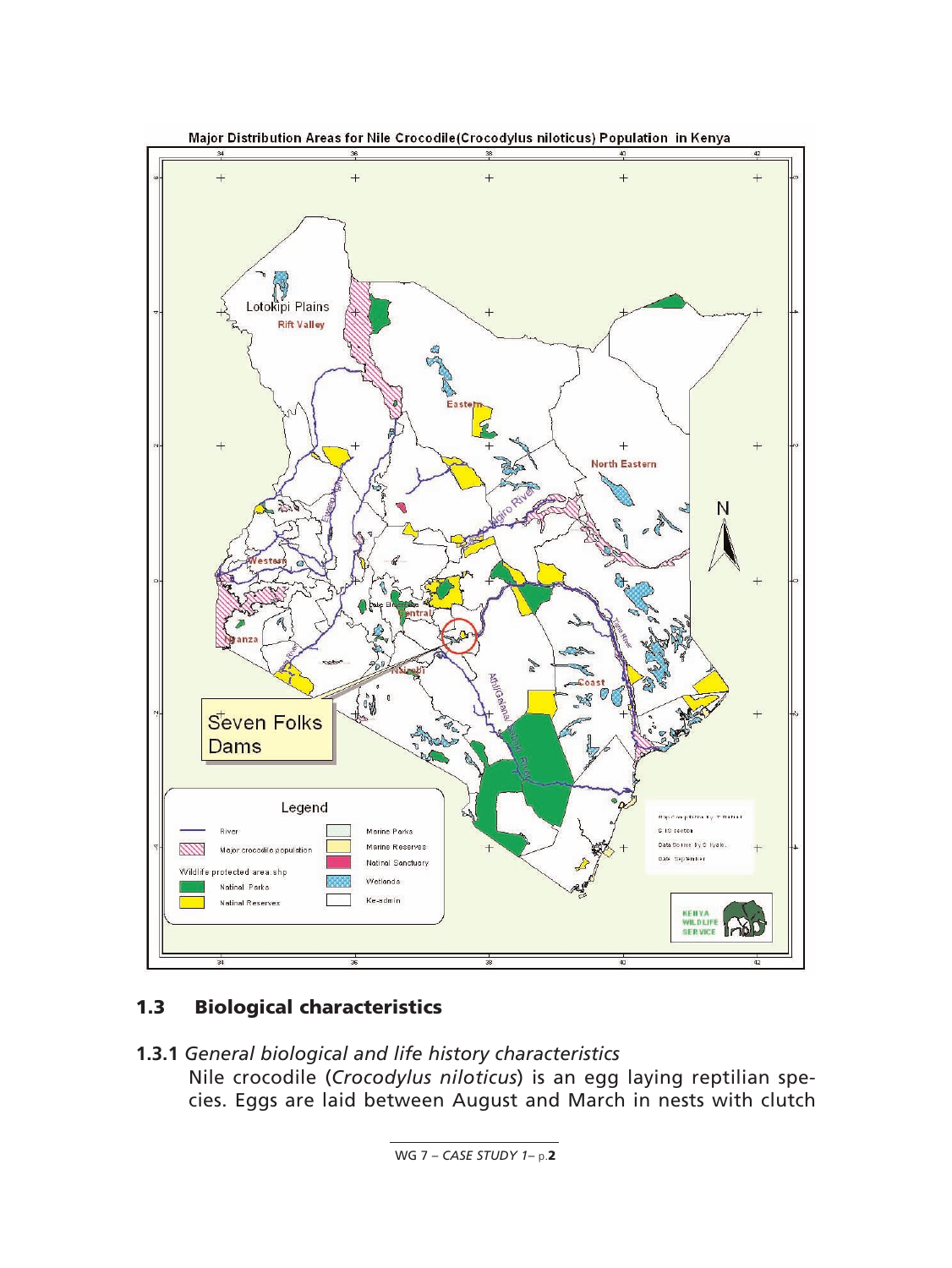Major Distribution Areas for Nile Crocodile(Crocodylus niloticus) Population in Kenya

## 1.3 Biological characteristics

**1.3.1** *General biological and life history characteristics*

Nile crocodile (*Crocodylus niloticus*) is an egg laying reptilian species. Eggs are laid between August and March in nests with clutch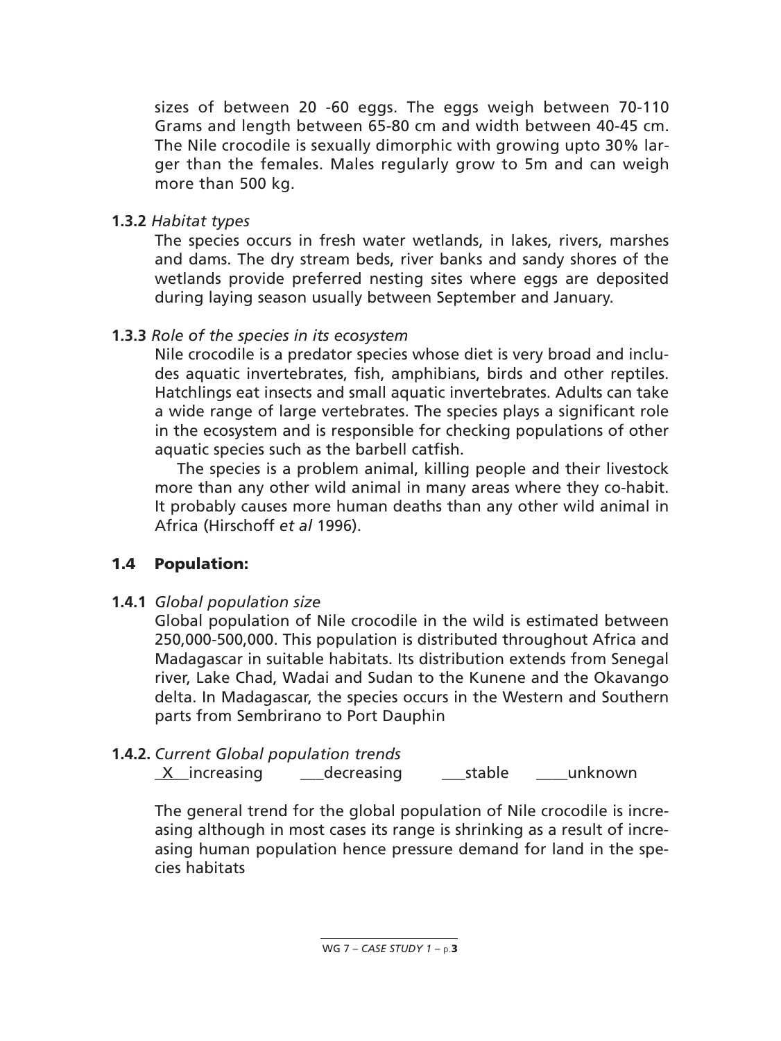sizes of between 20 -60 eggs. The eggs weigh between 70-110 Grams and length between 65-80 cm and width between 40-45 cm. The Nile crocodile is sexually dimorphic with growing upto 30% larger than the females. Males regularly grow to 5m and can weigh more than 500 kg.

**1.3.2** *Habitat types*

The species occurs in fresh water wetlands, in lakes, rivers, marshes and dams. The dry stream beds, river banks and sandy shores of the wetlands provide preferred nesting sites where eggs are deposited during laying season usually between September and January.

**1.3.3** *Role of the species in its ecosystem*

Nile crocodile is a predator species whose diet is very broad and includes aquatic invertebrates, fish, amphibians, birds and other reptiles. Hatchlings eat insects and small aquatic invertebrates. Adults can take a wide range of large vertebrates. The species plays a significant role in the ecosystem and is responsible for checking populations of other aquatic species such as the barbell catfish.

The species is a problem animal, killing people and their livestock more than any other wild animal in many areas where they co-habit. It probably causes more human deaths than any other wild animal in Africa (Hirschoff *et al* 1996).

## 1.4 Population:

**1.4.1** *Global population size*

Global population of Nile crocodile in the wild is estimated between 250,000-500,000. This population is distributed throughout Africa and Madagascar in suitable habitats. Its distribution extends from Senegal river, Lake Chad, Wadai and Sudan to the Kunene and the Okavango delta. In Madagascar, the species occurs in the Western and Southern parts from Sembrirano to Port Dauphin

**1.4.2.** *Current Global population trends*

_X_ increasing ___decreasing ___stable ____unknown

The general trend for the global population of Nile crocodile is increasing although in most cases its range is shrinking as a result of increasing human population hence pressure demand for land in the species habitats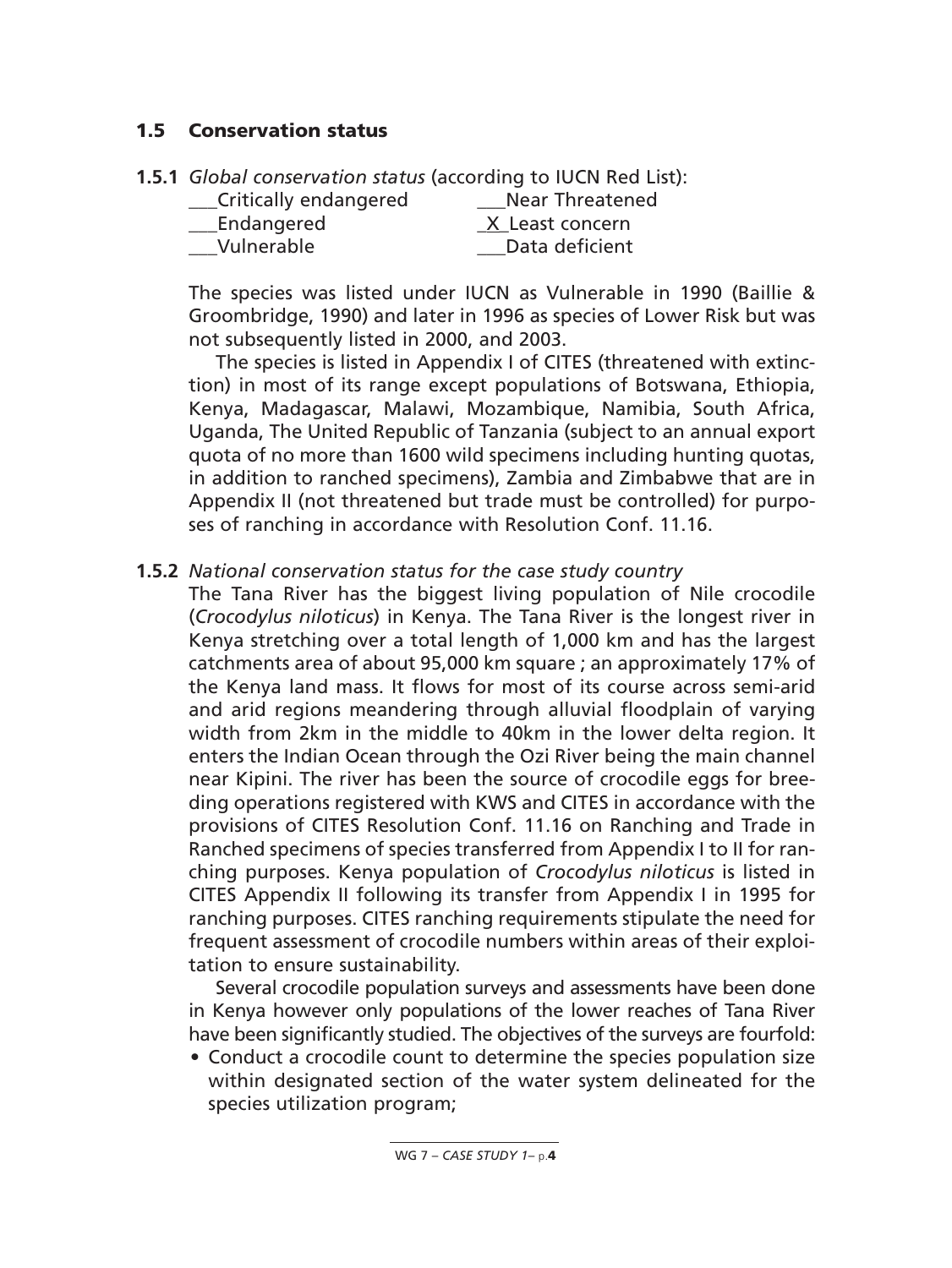## 1.5 Conservation status

**1.5.1** *Global conservation status* (according to IUCN Red List):

___Critically endangered ___Near Threatened
___Endangered _X_Least concern
___Vulnerable ___Data deficient

The species was listed under IUCN as Vulnerable in 1990 (Baillie & Groombridge, 1990) and later in 1996 as species of Lower Risk but was not subsequently listed in 2000, and 2003.

The species is listed in Appendix I of CITES (threatened with extinction) in most of its range except populations of Botswana, Ethiopia, Kenya, Madagascar, Malawi, Mozambique, Namibia, South Africa, Uganda, The United Republic of Tanzania (subject to an annual export quota of no more than 1600 wild specimens including hunting quotas, in addition to ranched specimens), Zambia and Zimbabwe that are in Appendix II (not threatened but trade must be controlled) for purposes of ranching in accordance with Resolution Conf. 11.16.

**1.5.2** *National conservation status for the case study country*

The Tana River has the biggest living population of Nile crocodile (*Crocodylus niloticus*) in Kenya. The Tana River is the longest river in Kenya stretching over a total length of 1,000 km and has the largest catchments area of about 95,000 km square ; an approximately 17% of the Kenya land mass. It flows for most of its course across semi-arid and arid regions meandering through alluvial floodplain of varying width from 2km in the middle to 40km in the lower delta region. It enters the Indian Ocean through the Ozi River being the main channel near Kipini. The river has been the source of crocodile eggs for breeding operations registered with KWS and CITES in accordance with the provisions of CITES Resolution Conf. 11.16 on Ranching and Trade in Ranched specimens of species transferred from Appendix I to II for ranching purposes. Kenya population of *Crocodylus niloticus* is listed in CITES Appendix II following its transfer from Appendix I in 1995 for ranching purposes. CITES ranching requirements stipulate the need for frequent assessment of crocodile numbers within areas of their exploitation to ensure sustainability.

Several crocodile population surveys and assessments have been done in Kenya however only populations of the lower reaches of Tana River have been significantly studied. The objectives of the surveys are fourfold:

- Conduct a crocodile count to determine the species population size within designated section of the water system delineated for the species utilization program;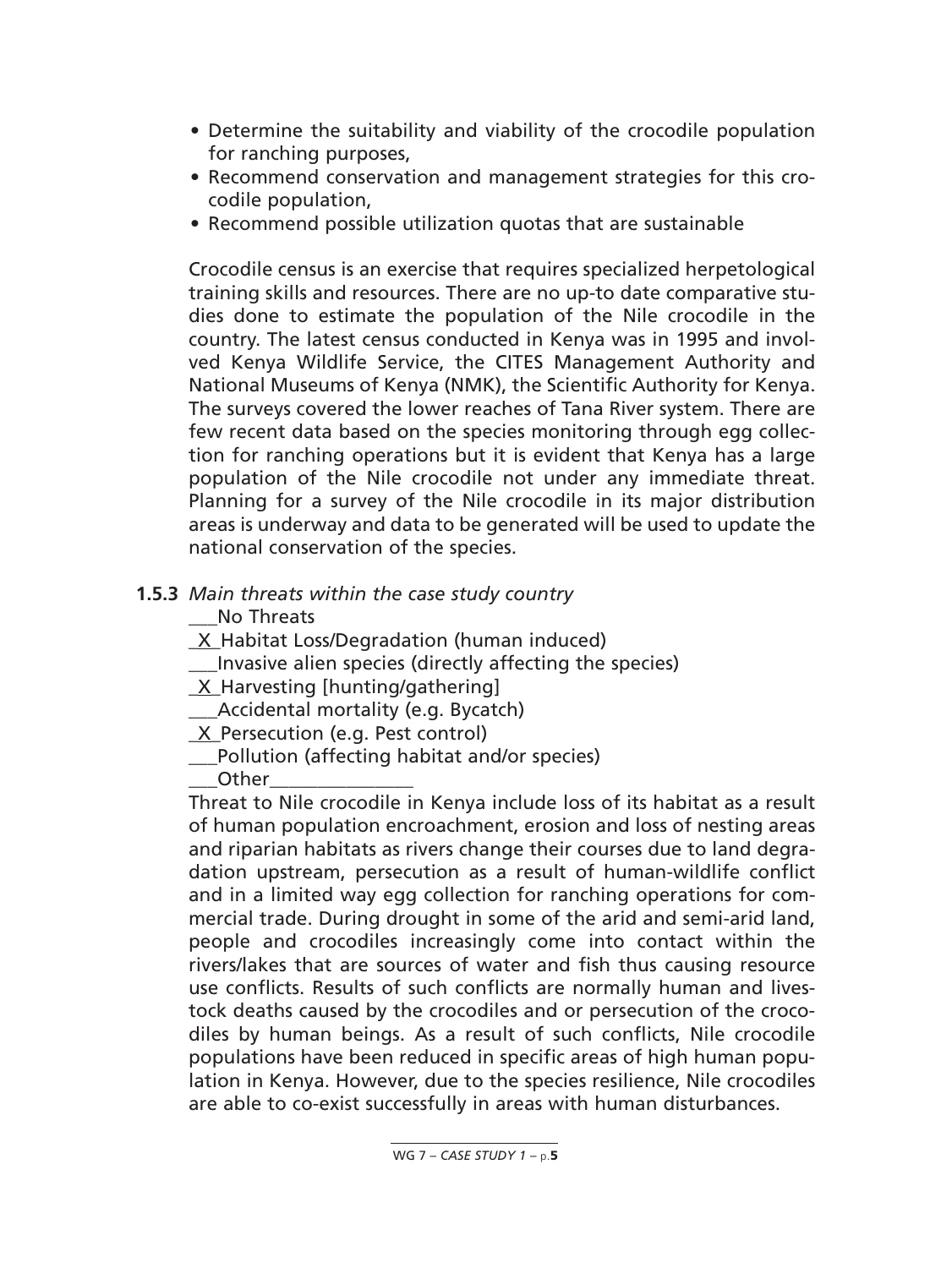- Determine the suitability and viability of the crocodile population for ranching purposes,
- Recommend conservation and management strategies for this crocodile population,
- Recommend possible utilization quotas that are sustainable

Crocodile census is an exercise that requires specialized herpetological training skills and resources. There are no up-to date comparative studies done to estimate the population of the Nile crocodile in the country. The latest census conducted in Kenya was in 1995 and involved Kenya Wildlife Service, the CITES Management Authority and National Museums of Kenya (NMK), the Scientific Authority for Kenya. The surveys covered the lower reaches of Tana River system. There are few recent data based on the species monitoring through egg collection for ranching operations but it is evident that Kenya has a large population of the Nile crocodile not under any immediate threat. Planning for a survey of the Nile crocodile in its major distribution areas is underway and data to be generated will be used to update the national conservation of the species.

**1.5.3** *Main threats within the case study country*

___No Threats
_X_Habitat Loss/Degradation (human induced)
___Invasive alien species (directly affecting the species)
_X_Harvesting [hunting/gathering]
___Accidental mortality (e.g. Bycatch)
_X_Persecution (e.g. Pest control)
___Pollution (affecting habitat and/or species)
___Other_______________

Threat to Nile crocodile in Kenya include loss of its habitat as a result of human population encroachment, erosion and loss of nesting areas and riparian habitats as rivers change their courses due to land degradation upstream, persecution as a result of human-wildlife conflict and in a limited way egg collection for ranching operations for commercial trade. During drought in some of the arid and semi-arid land, people and crocodiles increasingly come into contact within the rivers/lakes that are sources of water and fish thus causing resource use conflicts. Results of such conflicts are normally human and livestock deaths caused by the crocodiles and or persecution of the crocodiles by human beings. As a result of such conflicts, Nile crocodile populations have been reduced in specific areas of high human population in Kenya. However, due to the species resilience, Nile crocodiles are able to co-exist successfully in areas with human disturbances.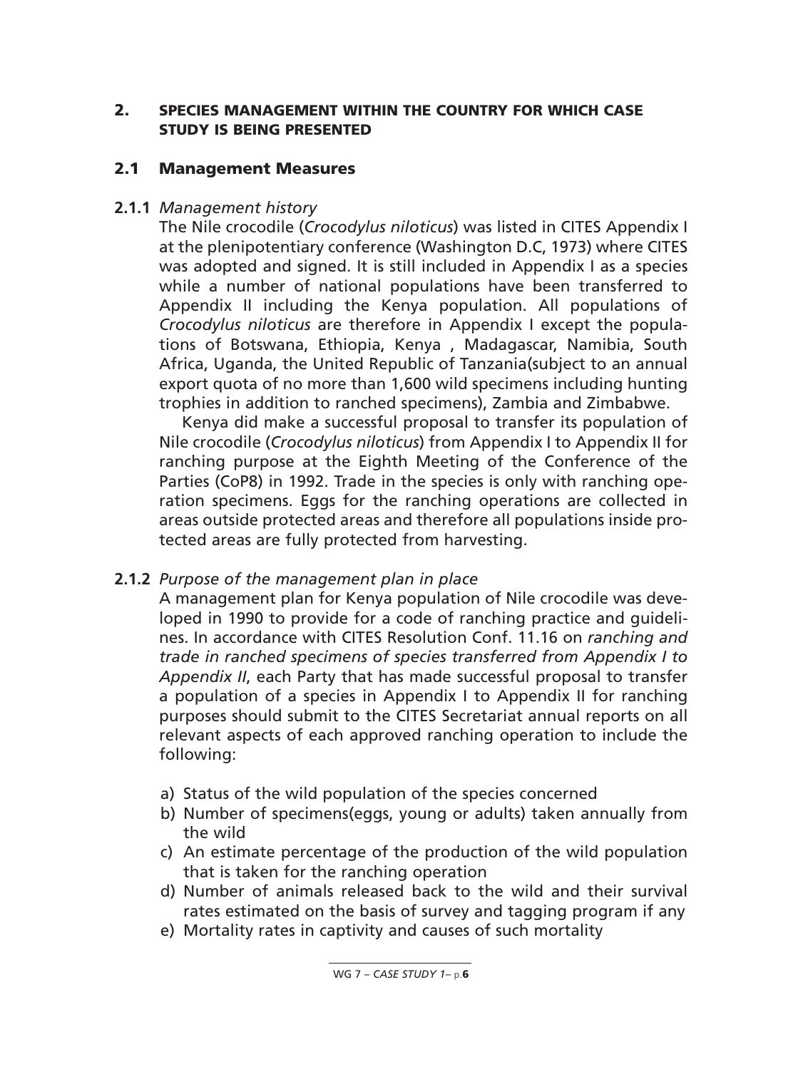## 2. SPECIES MANAGEMENT WITHIN THE COUNTRY FOR WHICH CASE STUDY IS BEING PRESENTED

### 2.1 Management Measures

**2.1.1** *Management history*

The Nile crocodile (*Crocodylus niloticus*) was listed in CITES Appendix I at the plenipotentiary conference (Washington D.C, 1973) where CITES was adopted and signed. It is still included in Appendix I as a species while a number of national populations have been transferred to Appendix II including the Kenya population. All populations of *Crocodylus niloticus* are therefore in Appendix I except the populations of Botswana, Ethiopia, Kenya , Madagascar, Namibia, South Africa, Uganda, the United Republic of Tanzania(subject to an annual export quota of no more than 1,600 wild specimens including hunting trophies in addition to ranched specimens), Zambia and Zimbabwe.

Kenya did make a successful proposal to transfer its population of Nile crocodile (*Crocodylus niloticus*) from Appendix I to Appendix II for ranching purpose at the Eighth Meeting of the Conference of the Parties (CoP8) in 1992. Trade in the species is only with ranching operation specimens. Eggs for the ranching operations are collected in areas outside protected areas and therefore all populations inside protected areas are fully protected from harvesting.

**2.1.2** *Purpose of the management plan in place*

A management plan for Kenya population of Nile crocodile was developed in 1990 to provide for a code of ranching practice and guidelines. In accordance with CITES Resolution Conf. 11.16 on *ranching and trade in ranched specimens of species transferred from Appendix I to Appendix II*, each Party that has made successful proposal to transfer a population of a species in Appendix I to Appendix II for ranching purposes should submit to the CITES Secretariat annual reports on all relevant aspects of each approved ranching operation to include the following:

a) Status of the wild population of the species concerned
b) Number of specimens(eggs, young or adults) taken annually from the wild
c) An estimate percentage of the production of the wild population that is taken for the ranching operation
d) Number of animals released back to the wild and their survival rates estimated on the basis of survey and tagging program if any
e) Mortality rates in captivity and causes of such mortality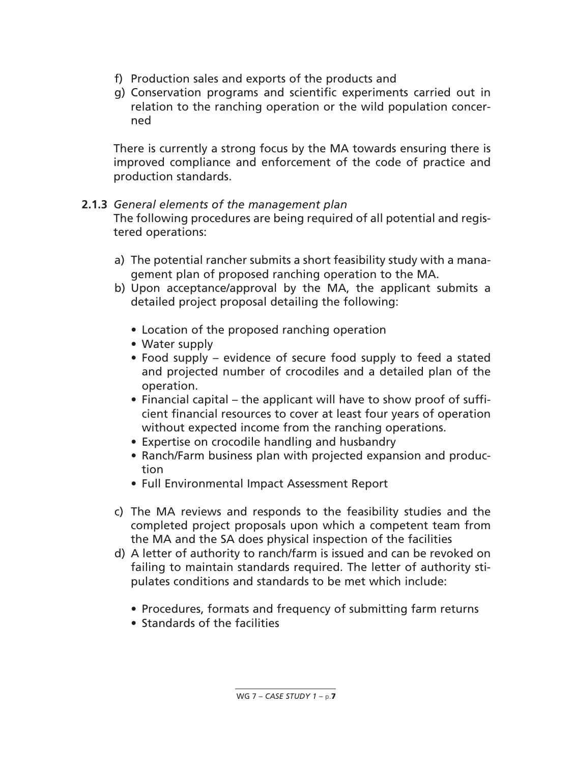f) Production sales and exports of the products and
g) Conservation programs and scientific experiments carried out in relation to the ranching operation or the wild population concerned

There is currently a strong focus by the MA towards ensuring there is improved compliance and enforcement of the code of practice and production standards.

**2.1.3** *General elements of the management plan*

The following procedures are being required of all potential and registered operations:

a) The potential rancher submits a short feasibility study with a management plan of proposed ranching operation to the MA.
b) Upon acceptance/approval by the MA, the applicant submits a detailed project proposal detailing the following:
    - Location of the proposed ranching operation
    - Water supply
    - Food supply – evidence of secure food supply to feed a stated and projected number of crocodiles and a detailed plan of the operation.
    - Financial capital – the applicant will have to show proof of sufficient financial resources to cover at least four years of operation without expected income from the ranching operations.
    - Expertise on crocodile handling and husbandry
    - Ranch/Farm business plan with projected expansion and production
    - Full Environmental Impact Assessment Report
c) The MA reviews and responds to the feasibility studies and the completed project proposals upon which a competent team from the MA and the SA does physical inspection of the facilities
d) A letter of authority to ranch/farm is issued and can be revoked on failing to maintain standards required. The letter of authority stipulates conditions and standards to be met which include:
    - Procedures, formats and frequency of submitting farm returns
    - Standards of the facilities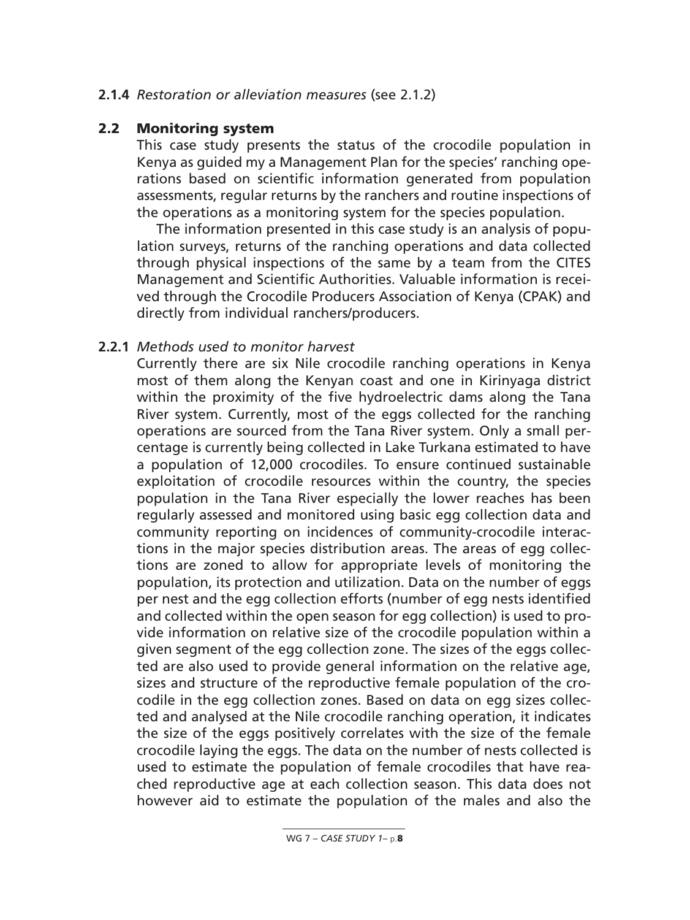**2.1.4** *Restoration or alleviation measures* (see 2.1.2)

## 2.2 Monitoring system

This case study presents the status of the crocodile population in Kenya as guided my a Management Plan for the species' ranching operations based on scientific information generated from population assessments, regular returns by the ranchers and routine inspections of the operations as a monitoring system for the species population.

The information presented in this case study is an analysis of population surveys, returns of the ranching operations and data collected through physical inspections of the same by a team from the CITES Management and Scientific Authorities. Valuable information is received through the Crocodile Producers Association of Kenya (CPAK) and directly from individual ranchers/producers.

**2.2.1** *Methods used to monitor harvest*

Currently there are six Nile crocodile ranching operations in Kenya most of them along the Kenyan coast and one in Kirinyaga district within the proximity of the five hydroelectric dams along the Tana River system. Currently, most of the eggs collected for the ranching operations are sourced from the Tana River system. Only a small percentage is currently being collected in Lake Turkana estimated to have a population of 12,000 crocodiles. To ensure continued sustainable exploitation of crocodile resources within the country, the species population in the Tana River especially the lower reaches has been regularly assessed and monitored using basic egg collection data and community reporting on incidences of community-crocodile interactions in the major species distribution areas. The areas of egg collections are zoned to allow for appropriate levels of monitoring the population, its protection and utilization. Data on the number of eggs per nest and the egg collection efforts (number of egg nests identified and collected within the open season for egg collection) is used to provide information on relative size of the crocodile population within a given segment of the egg collection zone. The sizes of the eggs collected are also used to provide general information on the relative age, sizes and structure of the reproductive female population of the crocodile in the egg collection zones. Based on data on egg sizes collected and analysed at the Nile crocodile ranching operation, it indicates the size of the eggs positively correlates with the size of the female crocodile laying the eggs. The data on the number of nests collected is used to estimate the population of female crocodiles that have reached reproductive age at each collection season. This data does not however aid to estimate the population of the males and also the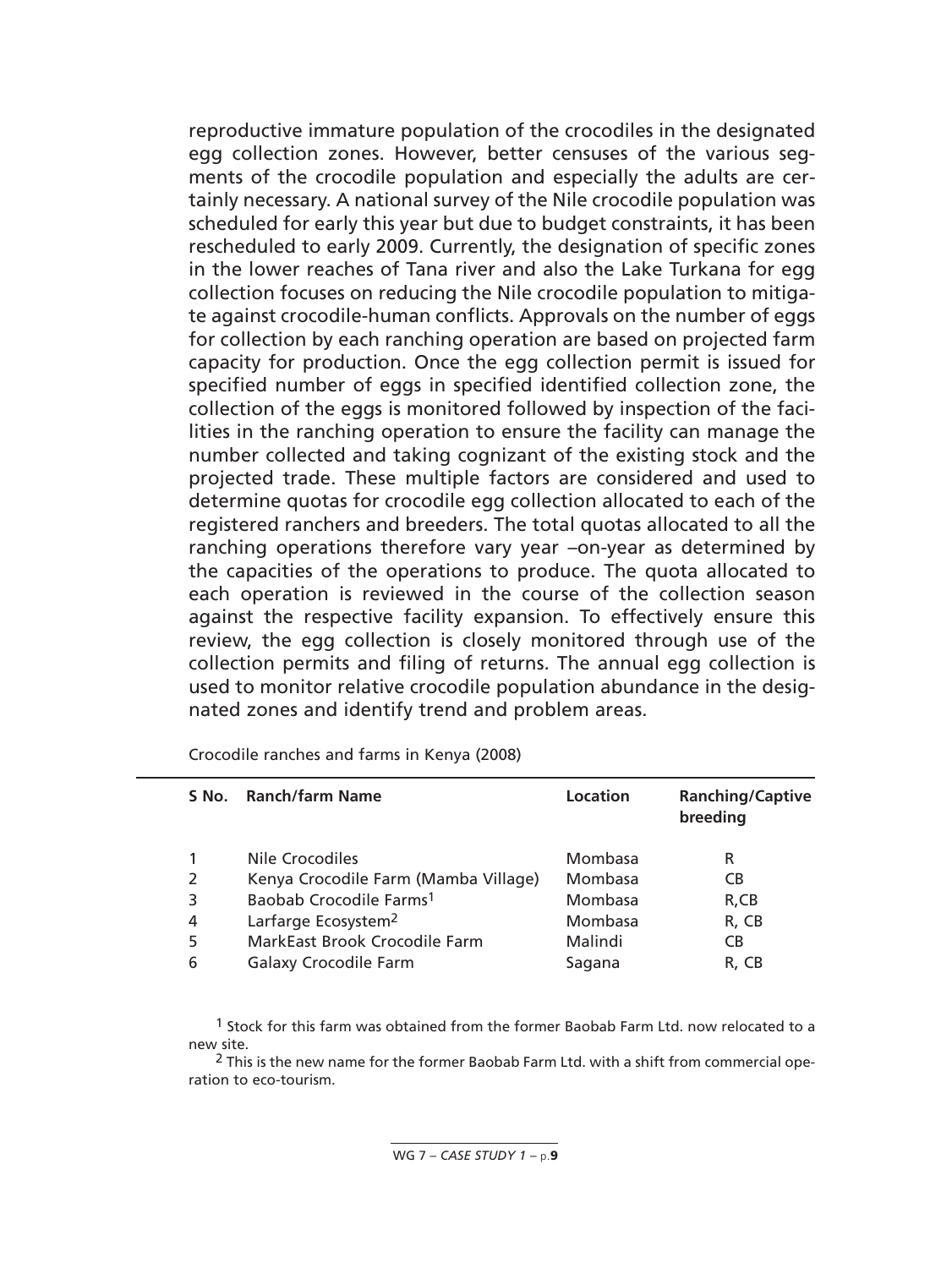reproductive immature population of the crocodiles in the designated egg collection zones. However, better censuses of the various segments of the crocodile population and especially the adults are certainly necessary. A national survey of the Nile crocodile population was scheduled for early this year but due to budget constraints, it has been rescheduled to early 2009. Currently, the designation of specific zones in the lower reaches of Tana river and also the Lake Turkana for egg collection focuses on reducing the Nile crocodile population to mitigate against crocodile-human conflicts. Approvals on the number of eggs for collection by each ranching operation are based on projected farm capacity for production. Once the egg collection permit is issued for specified number of eggs in specified identified collection zone, the collection of the eggs is monitored followed by inspection of the facilities in the ranching operation to ensure the facility can manage the number collected and taking cognizant of the existing stock and the projected trade. These multiple factors are considered and used to determine quotas for crocodile egg collection allocated to each of the registered ranchers and breeders. The total quotas allocated to all the ranching operations therefore vary year –on-year as determined by the capacities of the operations to produce. The quota allocated to each operation is reviewed in the course of the collection season against the respective facility expansion. To effectively ensure this review, the egg collection is closely monitored through use of the collection permits and filing of returns. The annual egg collection is used to monitor relative crocodile population abundance in the designated zones and identify trend and problem areas.

Crocodile ranches and farms in Kenya (2008)

| S No. | Ranch/farm Name | Location | Ranching/Captive breeding |
|---|---|---|---|
| 1 | Nile Crocodiles | Mombasa | R |
| 2 | Kenya Crocodile Farm (Mamba Village) | Mombasa | CB |
| 3 | Baobab Crocodile Farms[1] | Mombasa | R,CB |
| 4 | Larfarge Ecosystem[2] | Mombasa | R, CB |
| 5 | MarkEast Brook Crocodile Farm | Malindi | CB |
| 6 | Galaxy Crocodile Farm | Sagana | R, CB |

[1] Stock for this farm was obtained from the former Baobab Farm Ltd. now relocated to a new site.

[2] This is the new name for the former Baobab Farm Ltd. with a shift from commercial operation to eco-tourism.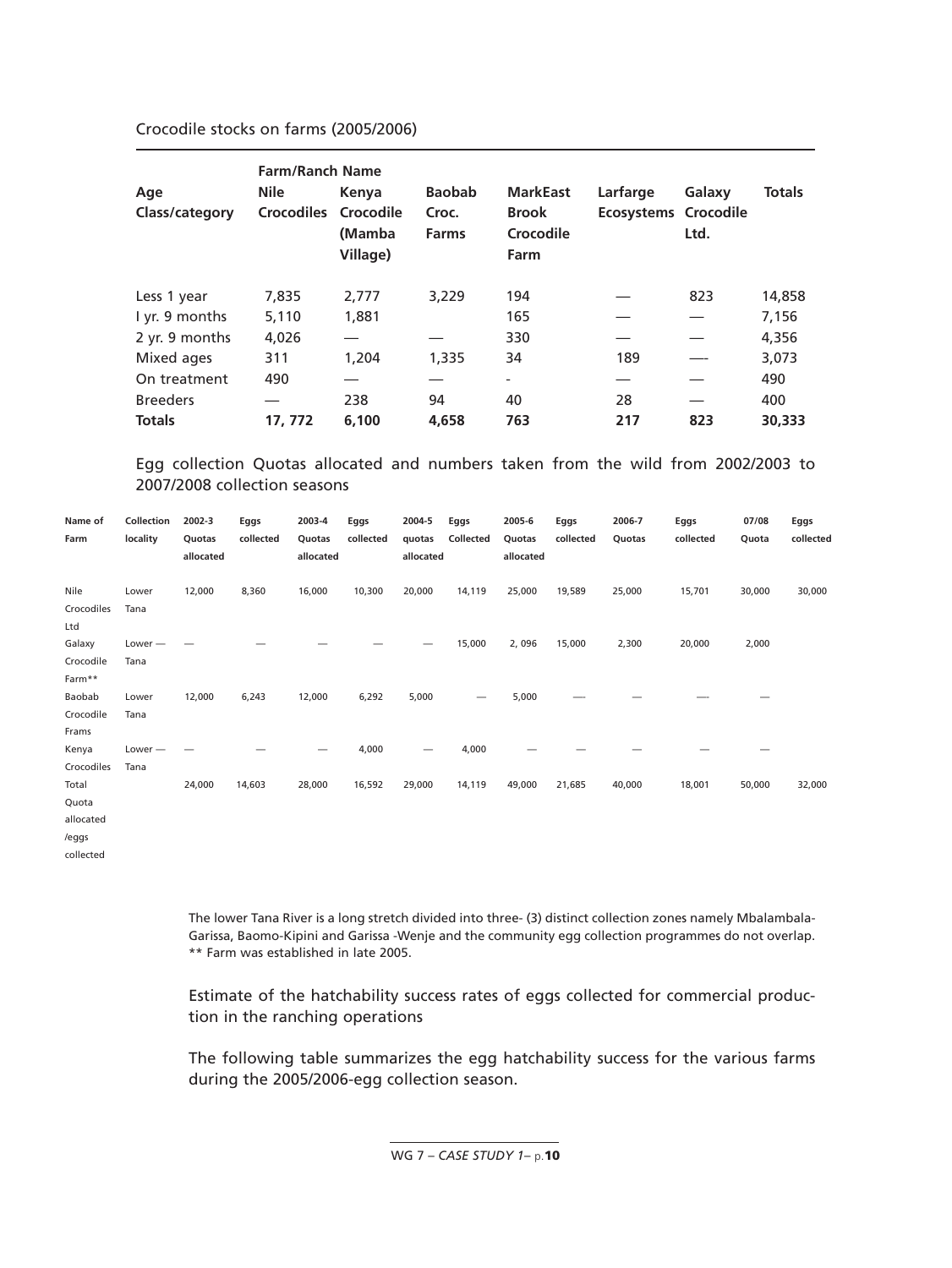Crocodile stocks on farms (2005/2006)

| Age Class/category | Nile Crocodiles | Kenya Crocodile (Mamba Village) | Baobab Croc. Farms | MarkEast Brook Crocodile Farm | Larfarge Ecosystems | Galaxy Crocodile Ltd. | Totals |
|---|---|---|---|---|---|---|---|
| | **Farm/Ranch Name** | | | | | | |
| Less 1 year | 7,835 | 2,777 | 3,229 | 194 | — | 823 | 14,858 |
| I yr. 9 months | 5,110 | 1,881 | | 165 | — | — | 7,156 |
| 2 yr. 9 months | 4,026 | — | — | 330 | — | — | 4,356 |
| Mixed ages | 311 | 1,204 | 1,335 | 34 | 189 | —- | 3,073 |
| On treatment | 490 | — | — | - | — | — | 490 |
| Breeders | — | 238 | 94 | 40 | 28 | — | 400 |
| **Totals** | **17, 772** | **6,100** | **4,658** | **763** | **217** | **823** | **30,333** |

Egg collection Quotas allocated and numbers taken from the wild from 2002/2003 to 2007/2008 collection seasons

| Name of Farm | Collection locality | 2002-3 Quotas allocated | Eggs collected | 2003-4 Quotas allocated | Eggs collected | 2004-5 quotas allocated | Eggs Collected | 2005-6 Quotas allocated | Eggs collected | 2006-7 Quotas | Eggs collected | 07/08 Quota | Eggs collected |
|---|---|---|---|---|---|---|---|---|---|---|---|---|---|
| Nile Crocodiles Ltd | Lower Tana | 12,000 | 8,360 | 16,000 | 10,300 | 20,000 | 14,119 | 25,000 | 19,589 | 25,000 | 15,701 | 30,000 | 30,000 |
| Galaxy Crocodile Farm** | Lower — Tana | — | — | — | — | — | 15,000 | 2, 096 | 15,000 | 2,300 | 20,000 | 2,000 | |
| Baobab Crocodile Frams | Lower Tana | 12,000 | 6,243 | 12,000 | 6,292 | 5,000 | — | 5,000 | — | — | — | — | |
| Kenya Crocodiles | Lower — Tana | — | — | — | 4,000 | — | 4,000 | — | — | — | — | — | |
| Total Quota allocated /eggs collected | | 24,000 | 14,603 | 28,000 | 16,592 | 29,000 | 14,119 | 49,000 | 21,685 | 40,000 | 18,001 | 50,000 | 32,000 |

The lower Tana River is a long stretch divided into three- (3) distinct collection zones namely Mbalambala-Garissa, Baomo-Kipini and Garissa -Wenje and the community egg collection programmes do not overlap.
** Farm was established in late 2005.

Estimate of the hatchability success rates of eggs collected for commercial production in the ranching operations

The following table summarizes the egg hatchability success for the various farms during the 2005/2006-egg collection season.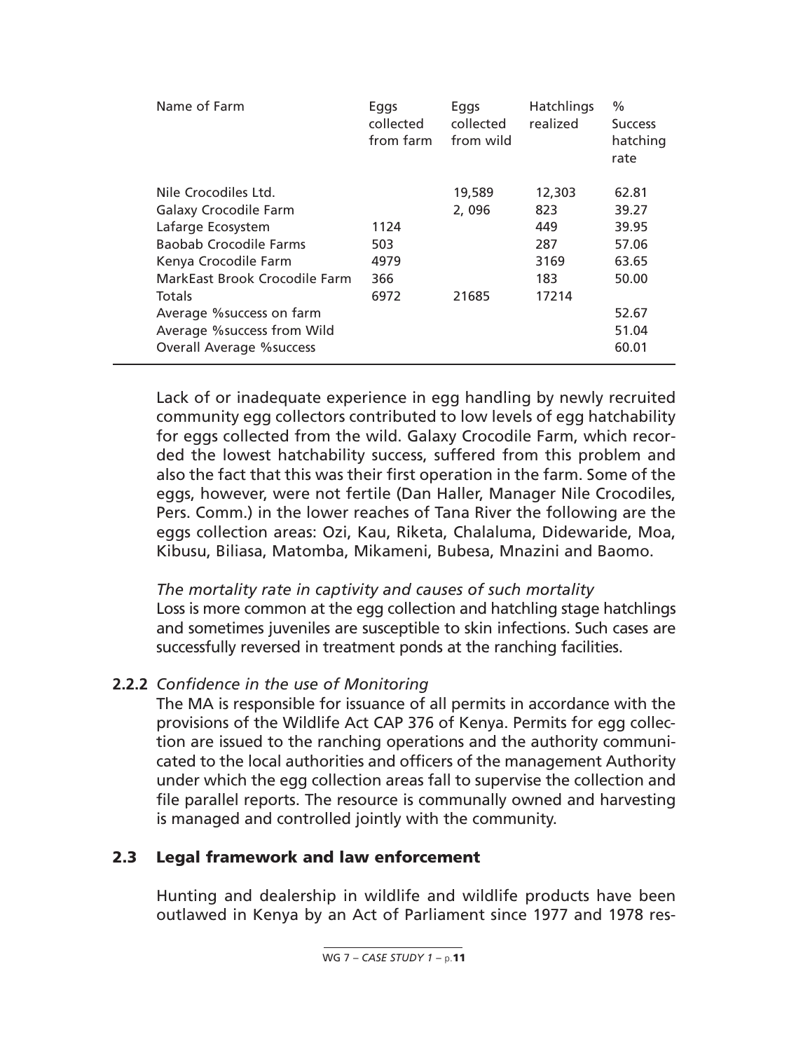| Name of Farm | Eggs collected from farm | Eggs collected from wild | Hatchlings realized | % Success hatching rate |
|---|---|---|---|---|
| Nile Crocodiles Ltd. | | 19,589 | 12,303 | 62.81 |
| Galaxy Crocodile Farm | | 2, 096 | 823 | 39.27 |
| Lafarge Ecosystem | 1124 | | 449 | 39.95 |
| Baobab Crocodile Farms | 503 | | 287 | 57.06 |
| Kenya Crocodile Farm | 4979 | | 3169 | 63.65 |
| MarkEast Brook Crocodile Farm | 366 | | 183 | 50.00 |
| Totals | 6972 | 21685 | 17214 | |
| Average %success on farm | | | | 52.67 |
| Average %success from Wild | | | | 51.04 |
| Overall Average %success | | | | 60.01 |

Lack of or inadequate experience in egg handling by newly recruited community egg collectors contributed to low levels of egg hatchability for eggs collected from the wild. Galaxy Crocodile Farm, which recorded the lowest hatchability success, suffered from this problem and also the fact that this was their first operation in the farm. Some of the eggs, however, were not fertile (Dan Haller, Manager Nile Crocodiles, Pers. Comm.) in the lower reaches of Tana River the following are the eggs collection areas: Ozi, Kau, Riketa, Chalaluma, Didewaride, Moa, Kibusu, Biliasa, Matomba, Mikameni, Bubesa, Mnazini and Baomo.

*The mortality rate in captivity and causes of such mortality*
Loss is more common at the egg collection and hatchling stage hatchlings and sometimes juveniles are susceptible to skin infections. Such cases are successfully reversed in treatment ponds at the ranching facilities.

**2.2.2** *Confidence in the use of Monitoring*

The MA is responsible for issuance of all permits in accordance with the provisions of the Wildlife Act CAP 376 of Kenya. Permits for egg collection are issued to the ranching operations and the authority communicated to the local authorities and officers of the management Authority under which the egg collection areas fall to supervise the collection and file parallel reports. The resource is communally owned and harvesting is managed and controlled jointly with the community.

## 2.3 Legal framework and law enforcement

Hunting and dealership in wildlife and wildlife products have been outlawed in Kenya by an Act of Parliament since 1977 and 1978 res-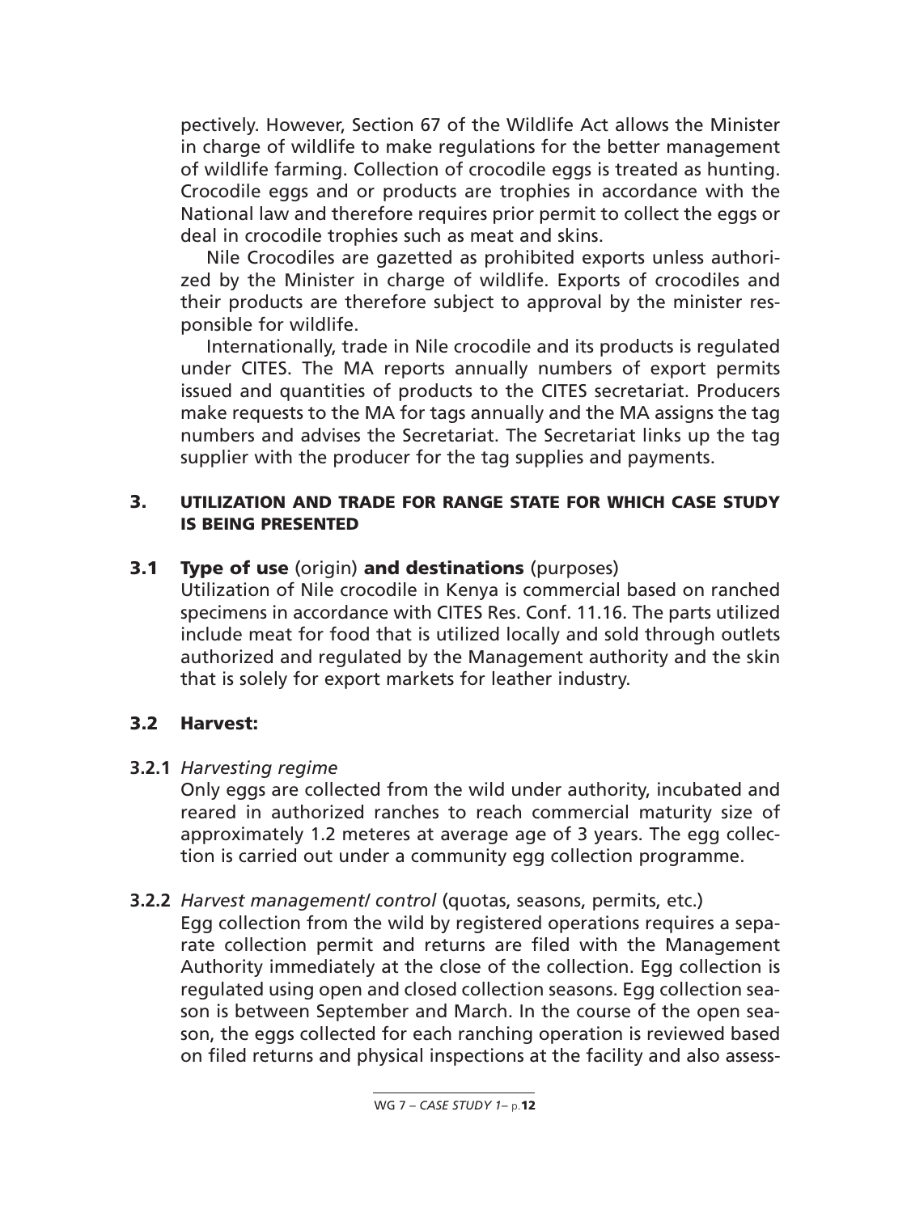pectively. However, Section 67 of the Wildlife Act allows the Minister in charge of wildlife to make regulations for the better management of wildlife farming. Collection of crocodile eggs is treated as hunting. Crocodile eggs and or products are trophies in accordance with the National law and therefore requires prior permit to collect the eggs or deal in crocodile trophies such as meat and skins.

Nile Crocodiles are gazetted as prohibited exports unless authorized by the Minister in charge of wildlife. Exports of crocodiles and their products are therefore subject to approval by the minister responsible for wildlife.

Internationally, trade in Nile crocodile and its products is regulated under CITES. The MA reports annually numbers of export permits issued and quantities of products to the CITES secretariat. Producers make requests to the MA for tags annually and the MA assigns the tag numbers and advises the Secretariat. The Secretariat links up the tag supplier with the producer for the tag supplies and payments.

## 3. UTILIZATION AND TRADE FOR RANGE STATE FOR WHICH CASE STUDY IS BEING PRESENTED

### 3.1 Type of use (origin) and destinations (purposes)

Utilization of Nile crocodile in Kenya is commercial based on ranched specimens in accordance with CITES Res. Conf. 11.16. The parts utilized include meat for food that is utilized locally and sold through outlets authorized and regulated by the Management authority and the skin that is solely for export markets for leather industry.

### 3.2 Harvest:

#### 3.2.1 *Harvesting regime*

Only eggs are collected from the wild under authority, incubated and reared in authorized ranches to reach commercial maturity size of approximately 1.2 meteres at average age of 3 years. The egg collection is carried out under a community egg collection programme.

#### 3.2.2 *Harvest management/ control* (quotas, seasons, permits, etc.)

Egg collection from the wild by registered operations requires a separate collection permit and returns are filed with the Management Authority immediately at the close of the collection. Egg collection is regulated using open and closed collection seasons. Egg collection season is between September and March. In the course of the open season, the eggs collected for each ranching operation is reviewed based on filed returns and physical inspections at the facility and also assess-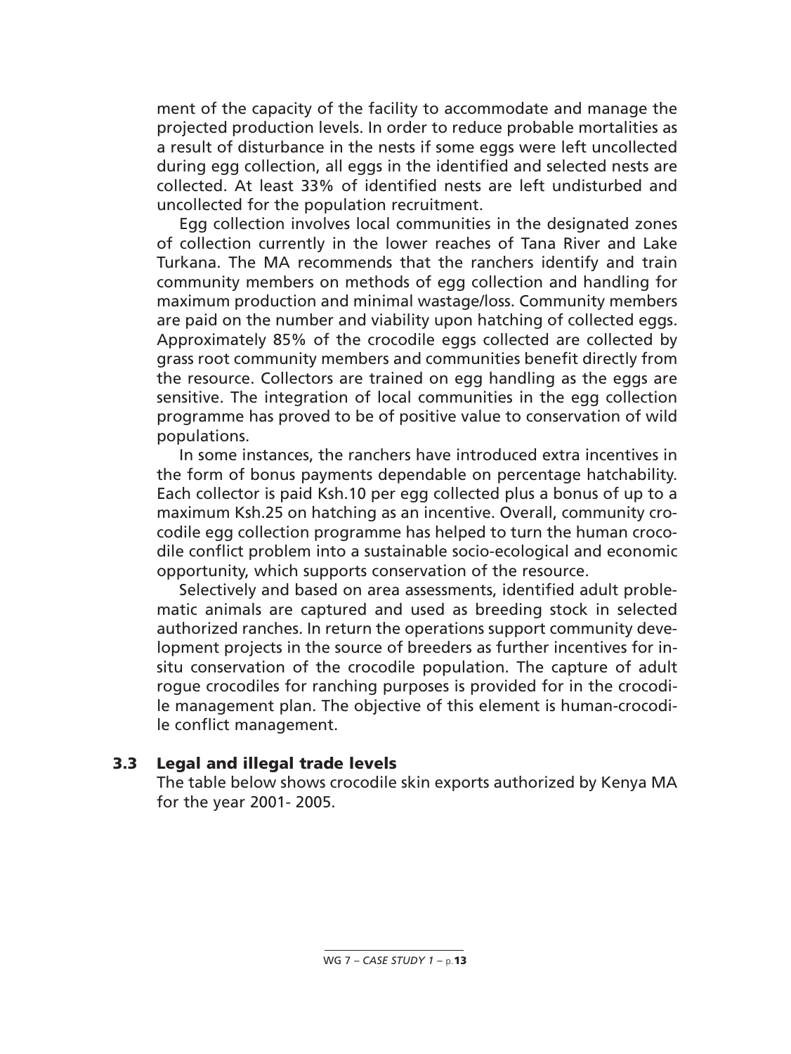ment of the capacity of the facility to accommodate and manage the projected production levels. In order to reduce probable mortalities as a result of disturbance in the nests if some eggs were left uncollected during egg collection, all eggs in the identified and selected nests are collected. At least 33% of identified nests are left undisturbed and uncollected for the population recruitment.

Egg collection involves local communities in the designated zones of collection currently in the lower reaches of Tana River and Lake Turkana. The MA recommends that the ranchers identify and train community members on methods of egg collection and handling for maximum production and minimal wastage/loss. Community members are paid on the number and viability upon hatching of collected eggs. Approximately 85% of the crocodile eggs collected are collected by grass root community members and communities benefit directly from the resource. Collectors are trained on egg handling as the eggs are sensitive. The integration of local communities in the egg collection programme has proved to be of positive value to conservation of wild populations.

In some instances, the ranchers have introduced extra incentives in the form of bonus payments dependable on percentage hatchability. Each collector is paid Ksh.10 per egg collected plus a bonus of up to a maximum Ksh.25 on hatching as an incentive. Overall, community crocodile egg collection programme has helped to turn the human crocodile conflict problem into a sustainable socio-ecological and economic opportunity, which supports conservation of the resource.

Selectively and based on area assessments, identified adult problematic animals are captured and used as breeding stock in selected authorized ranches. In return the operations support community development projects in the source of breeders as further incentives for in-situ conservation of the crocodile population. The capture of adult rogue crocodiles for ranching purposes is provided for in the crocodile management plan. The objective of this element is human-crocodile conflict management.

### 3.3 Legal and illegal trade levels

The table below shows crocodile skin exports authorized by Kenya MA for the year 2001- 2005.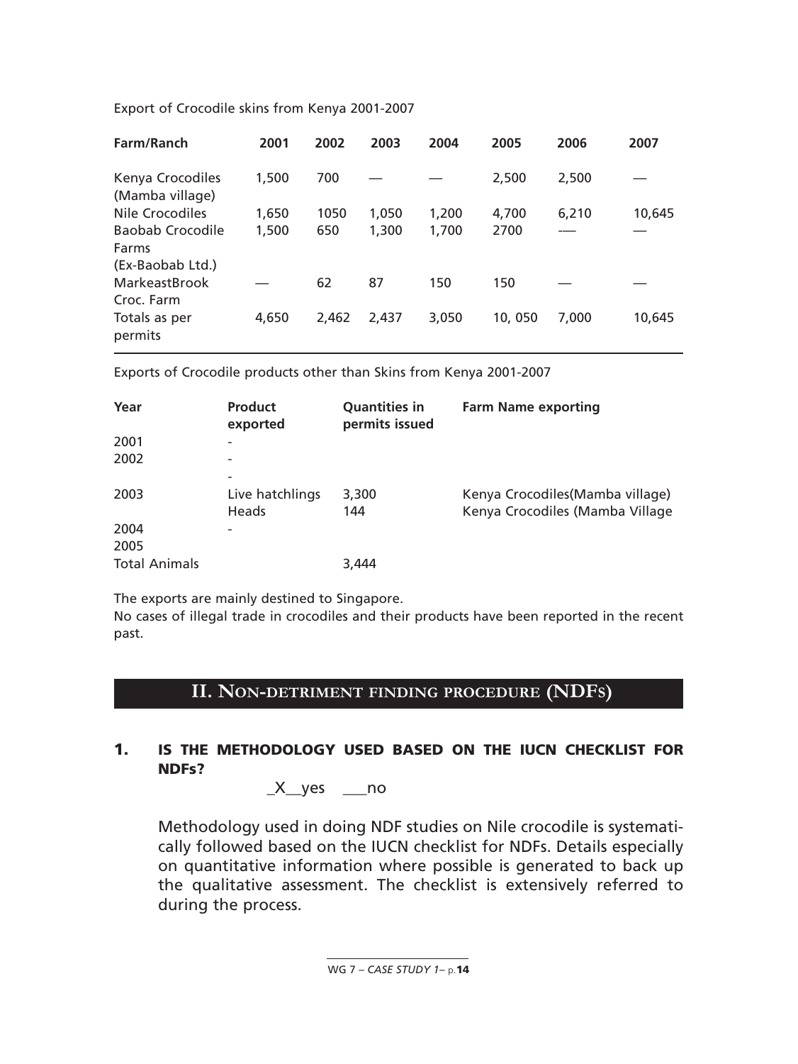Export of Crocodile skins from Kenya 2001-2007

| Farm/Ranch | 2001 | 2002 | 2003 | 2004 | 2005 | 2006 | 2007 |
|---|---|---|---|---|---|---|---|
| Kenya Crocodiles (Mamba village) | 1,500 | 700 | — | — | 2,500 | 2,500 | — |
| Nile Crocodiles | 1,650 | 1050 | 1,050 | 1,200 | 4,700 | 6,210 | 10,645 |
| Baobab Crocodile Farms (Ex-Baobab Ltd.) | 1,500 | 650 | 1,300 | 1,700 | 2700 | -— | — |
| MarkeastBrook Croc. Farm | — | 62 | 87 | 150 | 150 | — | — |
| Totals as per permits | 4,650 | 2,462 | 2,437 | 3,050 | 10, 050 | 7,000 | 10,645 |

Exports of Crocodile products other than Skins from Kenya 2001-2007

| Year | Product exported | Quantities in permits issued | Farm Name exporting |
|---|---|---|---|
| 2001 | - | | |
| 2002 | - | | |
| | - | | |
| 2003 | Live hatchlings | 3,300 | Kenya Crocodiles(Mamba village) |
| | Heads | 144 | Kenya Crocodiles (Mamba Village |
| 2004 | - | | |
| 2005 | | | |
| Total Animals | | 3,444 | |

The exports are mainly destined to Singapore.

No cases of illegal trade in crocodiles and their products have been reported in the recent past.

## II. NON-DETRIMENT FINDING PROCEDURE (NDFS)

### 1. IS THE METHODOLOGY USED BASED ON THE IUCN CHECKLIST FOR NDFs?

_X__yes ___no

Methodology used in doing NDF studies on Nile crocodile is systematically followed based on the IUCN checklist for NDFs. Details especially on quantitative information where possible is generated to back up the qualitative assessment. The checklist is extensively referred to during the process.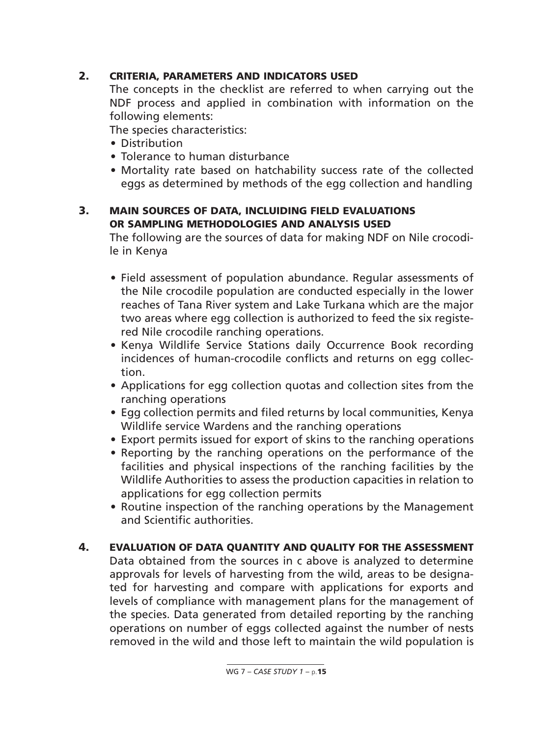## 2. CRITERIA, PARAMETERS AND INDICATORS USED

The concepts in the checklist are referred to when carrying out the NDF process and applied in combination with information on the following elements:

The species characteristics:

- Distribution
- Tolerance to human disturbance
- Mortality rate based on hatchability success rate of the collected eggs as determined by methods of the egg collection and handling

## 3. MAIN SOURCES OF DATA, INCLUIDING FIELD EVALUATIONS OR SAMPLING METHODOLOGIES AND ANALYSIS USED

The following are the sources of data for making NDF on Nile crocodile in Kenya

- Field assessment of population abundance. Regular assessments of the Nile crocodile population are conducted especially in the lower reaches of Tana River system and Lake Turkana which are the major two areas where egg collection is authorized to feed the six registered Nile crocodile ranching operations.
- Kenya Wildlife Service Stations daily Occurrence Book recording incidences of human-crocodile conflicts and returns on egg collection.
- Applications for egg collection quotas and collection sites from the ranching operations
- Egg collection permits and filed returns by local communities, Kenya Wildlife service Wardens and the ranching operations
- Export permits issued for export of skins to the ranching operations
- Reporting by the ranching operations on the performance of the facilities and physical inspections of the ranching facilities by the Wildlife Authorities to assess the production capacities in relation to applications for egg collection permits
- Routine inspection of the ranching operations by the Management and Scientific authorities.

## 4. EVALUATION OF DATA QUANTITY AND QUALITY FOR THE ASSESSMENT

Data obtained from the sources in c above is analyzed to determine approvals for levels of harvesting from the wild, areas to be designated for harvesting and compare with applications for exports and levels of compliance with management plans for the management of the species. Data generated from detailed reporting by the ranching operations on number of eggs collected against the number of nests removed in the wild and those left to maintain the wild population is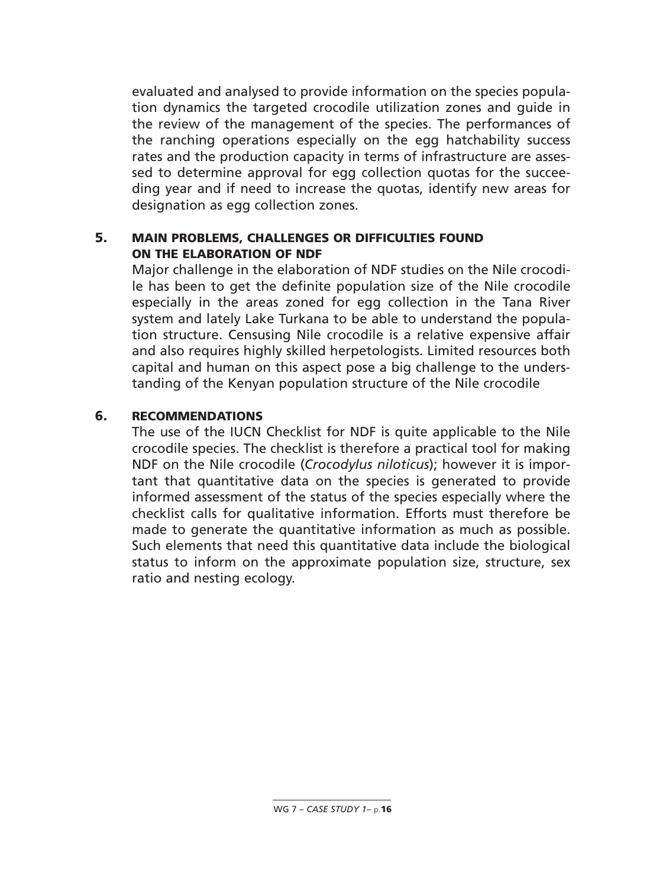evaluated and analysed to provide information on the species population dynamics the targeted crocodile utilization zones and guide in the review of the management of the species. The performances of the ranching operations especially on the egg hatchability success rates and the production capacity in terms of infrastructure are assessed to determine approval for egg collection quotas for the succeeding year and if need to increase the quotas, identify new areas for designation as egg collection zones.

## 5. MAIN PROBLEMS, CHALLENGES OR DIFFICULTIES FOUND ON THE ELABORATION OF NDF

Major challenge in the elaboration of NDF studies on the Nile crocodile has been to get the definite population size of the Nile crocodile especially in the areas zoned for egg collection in the Tana River system and lately Lake Turkana to be able to understand the population structure. Censusing Nile crocodile is a relative expensive affair and also requires highly skilled herpetologists. Limited resources both capital and human on this aspect pose a big challenge to the understanding of the Kenyan population structure of the Nile crocodile

## 6. RECOMMENDATIONS

The use of the IUCN Checklist for NDF is quite applicable to the Nile crocodile species. The checklist is therefore a practical tool for making NDF on the Nile crocodile (*Crocodylus niloticus*); however it is important that quantitative data on the species is generated to provide informed assessment of the status of the species especially where the checklist calls for qualitative information. Efforts must therefore be made to generate the quantitative information as much as possible. Such elements that need this quantitative data include the biological status to inform on the approximate population size, structure, sex ratio and nesting ecology.